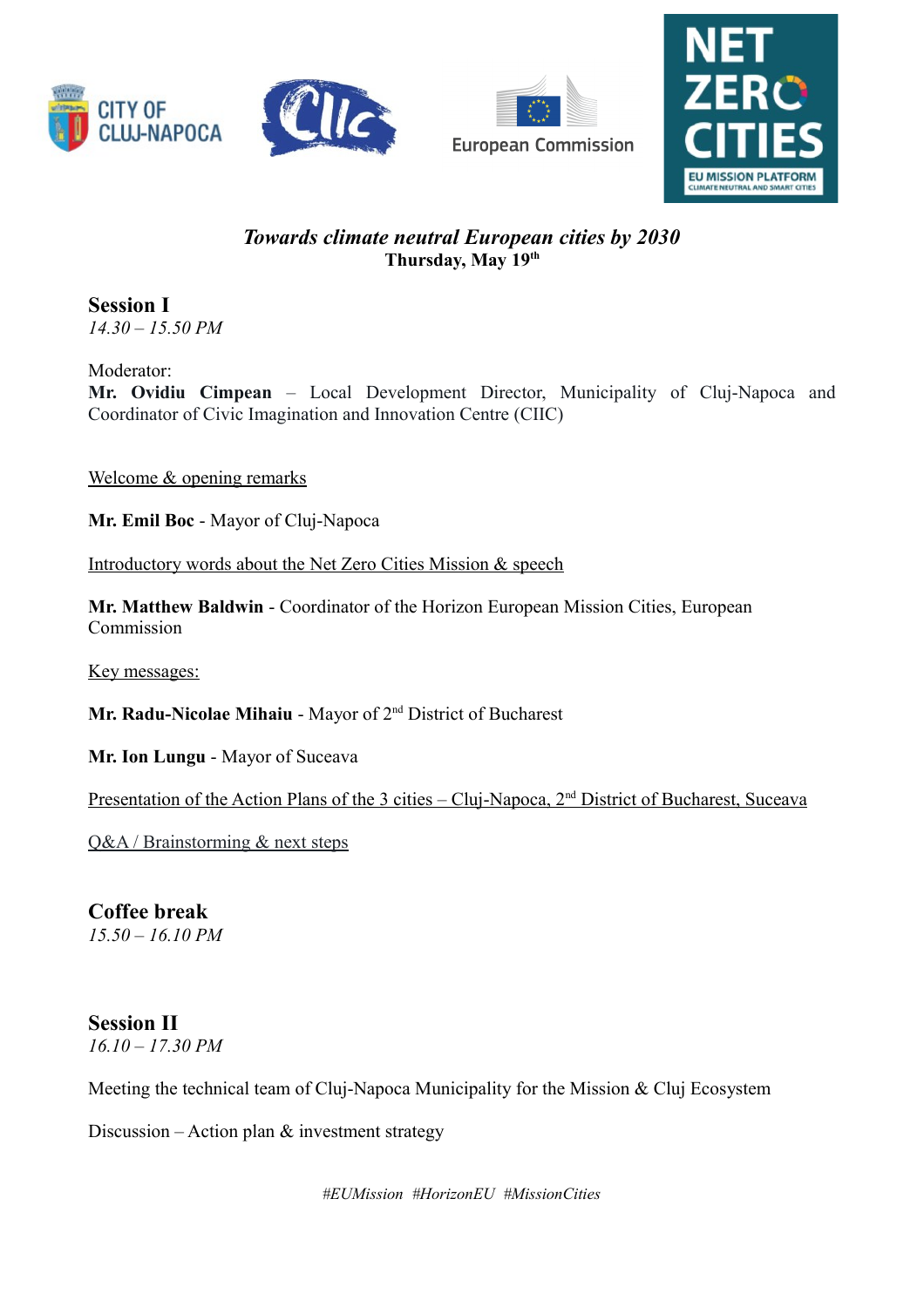*Towards climate neutral European cities by 2030*

**Thursday, May 19th**

## Session I

*14.30 – 15.50 PM*

Moderator:

**Mr. Ovidiu Cimpean** – Local Development Director, Municipality of Cluj-Napoca and Coordinator of Civic Imagination and Innovation Centre (CIIC)

<u>Welcome & opening remarks</u>

**Mr. Emil Boc** - Mayor of Cluj-Napoca

<u>Introductory words about the Net Zero Cities Mission & speech</u>

**Mr. Matthew Baldwin** - Coordinator of the Horizon European Mission Cities, European Commission

<u>Key messages:</u>

**Mr. Radu-Nicolae Mihaiu** - Mayor of 2nd District of Bucharest

**Mr. Ion Lungu** - Mayor of Suceava

<u>Presentation of the Action Plans of the 3 cities – Cluj-Napoca, 2nd District of Bucharest, Suceava</u>

<u>Q&A / Brainstorming & next steps</u>

## Coffee break

*15.50 – 16.10 PM*

## Session II

*16.10 – 17.30 PM*

Meeting the technical team of Cluj-Napoca Municipality for the Mission & Cluj Ecosystem

Discussion – Action plan & investment strategy

*#EUMission #HorizonEU #MissionCities*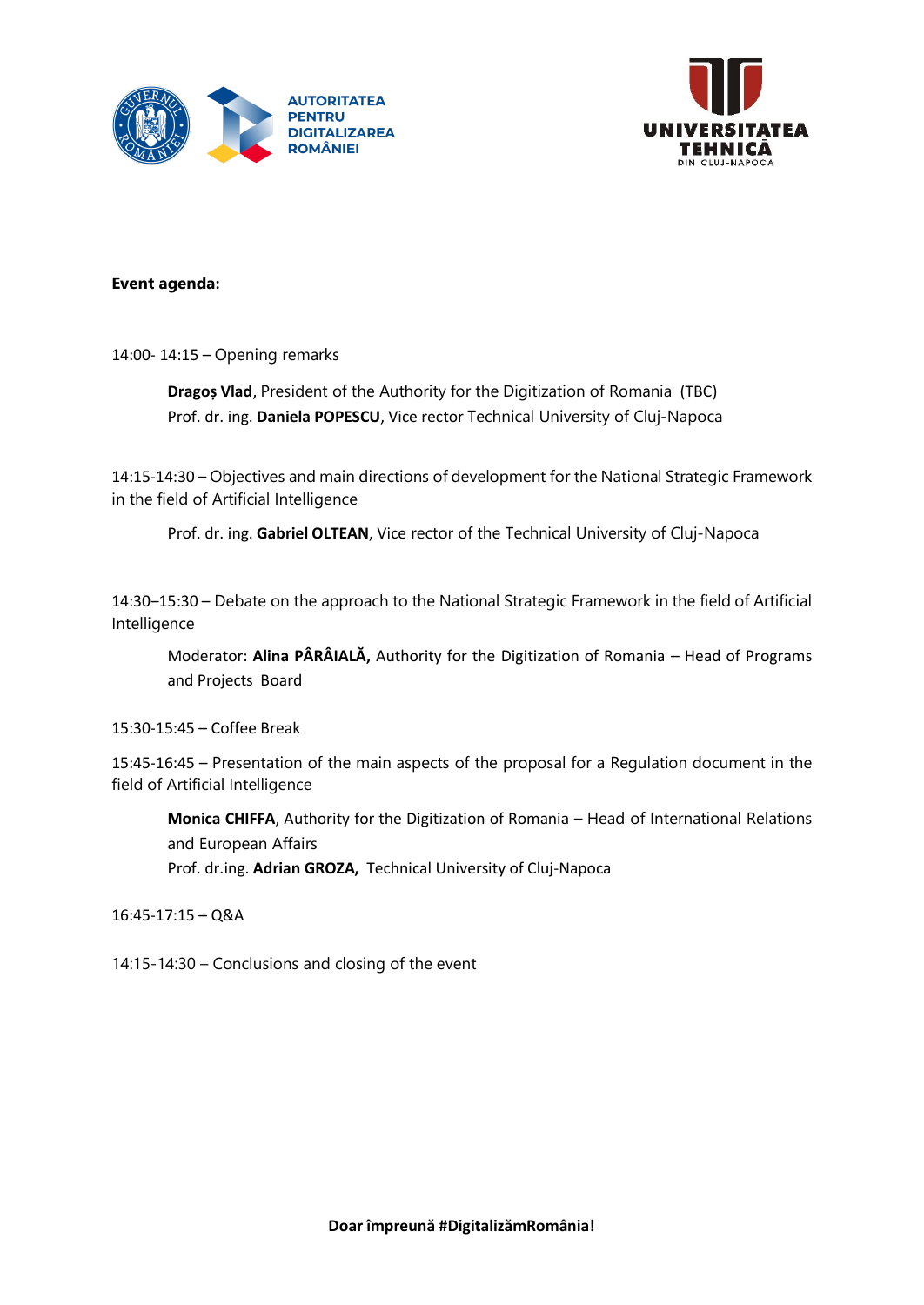**Event agenda:**

14:00- 14:15 – Opening remarks

> **Dragoș Vlad**, President of the Authority for the Digitization of Romania (TBC)
> Prof. dr. ing. **Daniela POPESCU**, Vice rector Technical University of Cluj-Napoca

14:15-14:30 – Objectives and main directions of development for the National Strategic Framework in the field of Artificial Intelligence

> Prof. dr. ing. **Gabriel OLTEAN**, Vice rector of the Technical University of Cluj-Napoca

14:30–15:30 – Debate on the approach to the National Strategic Framework in the field of Artificial Intelligence

> Moderator: **Alina PÂRÂIALĂ,** Authority for the Digitization of Romania – Head of Programs and Projects Board

15:30-15:45 – Coffee Break

15:45-16:45 – Presentation of the main aspects of the proposal for a Regulation document in the field of Artificial Intelligence

> **Monica CHIFFA**, Authority for the Digitization of Romania – Head of International Relations and European Affairs
> Prof. dr.ing. **Adrian GROZA,** Technical University of Cluj-Napoca

16:45-17:15 – Q&A

14:15-14:30 – Conclusions and closing of the event

**Doar împreună #DigitalizămRomânia!**